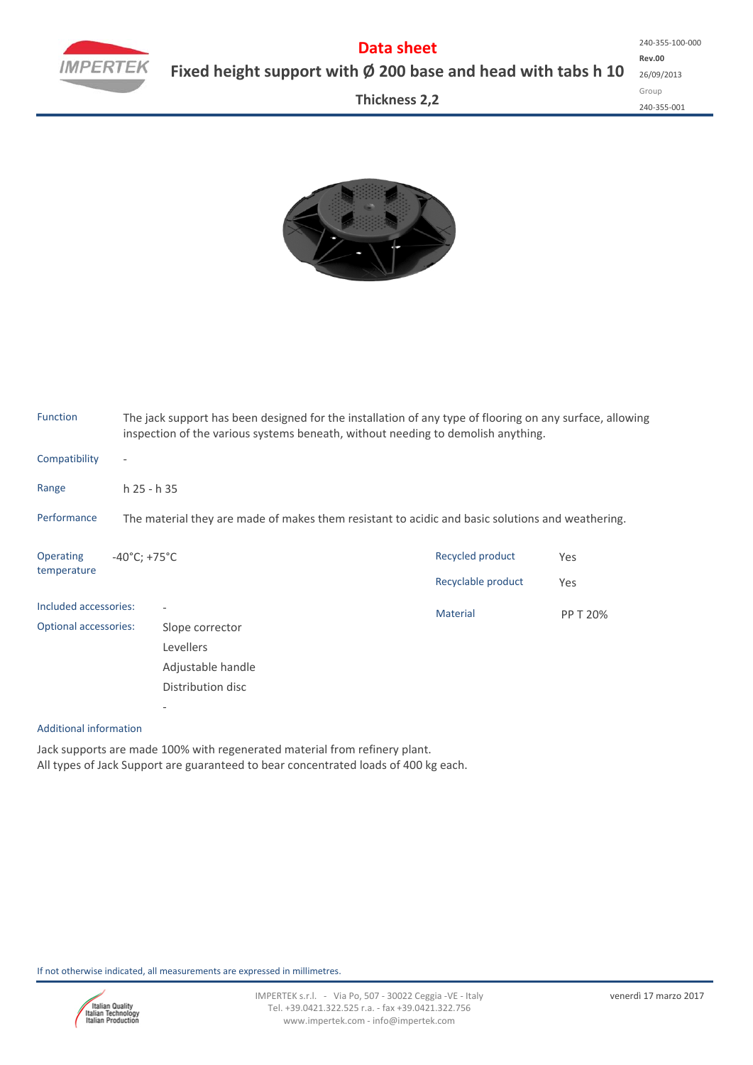# Data sheet

## Fixed height support with Ø 200 base and head with tabs h 10

**Thickness 2,2**

240-355-100-000
**Rev.00**
26/09/2013
Group
240-355-001

| | |
|---|---|
| Function | The jack support has been designed for the installation of any type of flooring on any surface, allowing inspection of the various systems beneath, without needing to demolish anything. |
| Compatibility | - |
| Range | h 25 - h 35 |
| Performance | The material they are made of makes them resistant to acidic and basic solutions and weathering. |

| | |
|---|---|
| Operating temperature | -40°C; +75°C |
| Included accessories: | - |
| Optional accessories: | Slope corrector<br>Levellers<br>Adjustable handle<br>Distribution disc<br>- |

| | |
|---|---|
| Recycled product | Yes |
| Recyclable product | Yes |
| Material | PP T 20% |

Additional information

Jack supports are made 100% with regenerated material from refinery plant.
All types of Jack Support are guaranteed to bear concentrated loads of 400 kg each.

If not otherwise indicated, all measurements are expressed in millimetres.

IMPERTEK s.r.l. - Via Po, 507 - 30022 Ceggia -VE - Italy
Tel. +39.0421.322.525 r.a. - fax +39.0421.322.756
www.impertek.com - info@impertek.com

venerdì 17 marzo 2017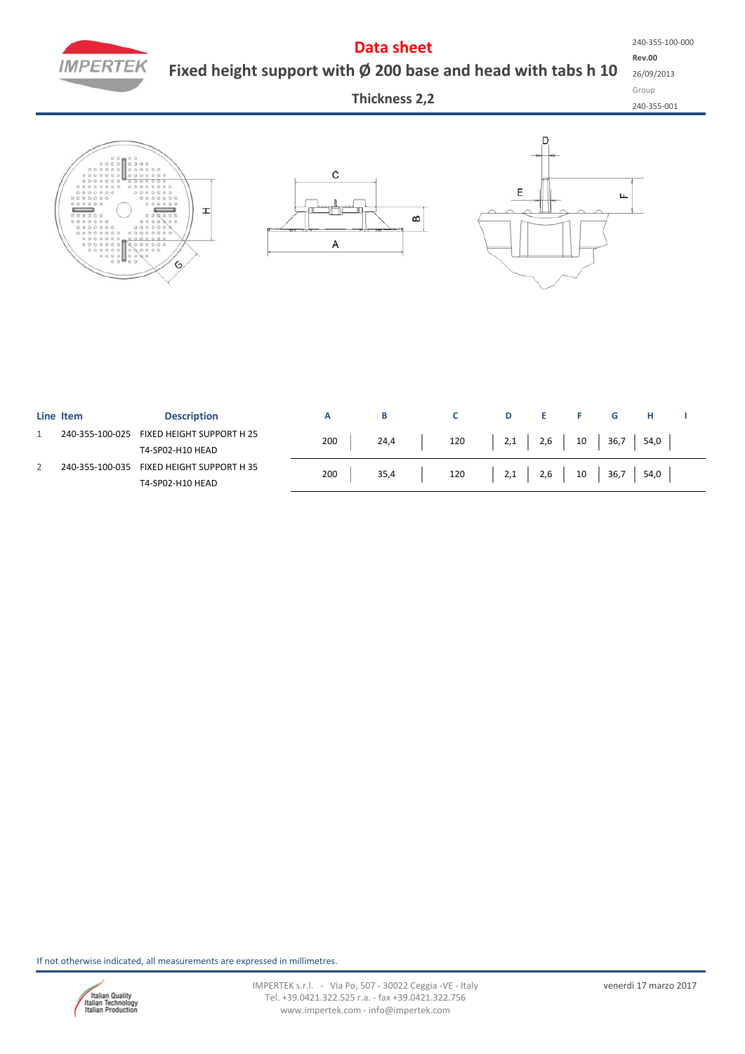# Data sheet

## Fixed height support with Ø 200 base and head with tabs h 10

### Thickness 2,2

240-355-100-000
**Rev.00**
26/09/2013
Group
240-355-001

| Line | Item | Description | A | B | C | D | E | F | G | H | I |
|---|---|---|---|---|---|---|---|---|---|---|---|
| 1 | 240-355-100-025 | FIXED HEIGHT SUPPORT H 25 T4-SP02-H10 HEAD | 200 | 24,4 | 120 | 2,1 | 2,6 | 10 | 36,7 | 54,0 | |
| 2 | 240-355-100-035 | FIXED HEIGHT SUPPORT H 35 T4-SP02-H10 HEAD | 200 | 35,4 | 120 | 2,1 | 2,6 | 10 | 36,7 | 54,0 | |

If not otherwise indicated, all measurements are expressed in millimetres.

IMPERTEK s.r.l. - Via Po, 507 - 30022 Ceggia -VE - Italy
Tel. +39.0421.322.525 r.a. - fax +39.0421.322.756
www.impertek.com - info@impertek.com

venerdì 17 marzo 2017